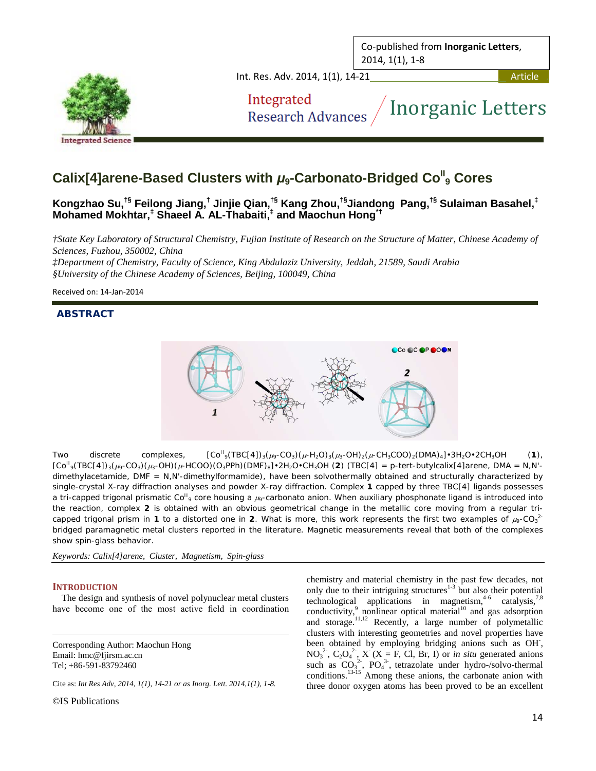# Calix[4]arene-Based Clusters with $\mu_9$-Carbonato-Bridged $Co^{II}_9$ Cores

**Kongzhao Su,[†§] Feilong Jiang,[†] Jinjie Qian,[†§] Kang Zhou,[†§] Jiandong Pang,[†§] Sulaiman Basahel,[‡] Mohamed Mokhtar,[‡] Shaeel A. AL-Thabaiti,[‡] and Maochun Hong[*†]**

*†State Key Laboratory of Structural Chemistry, Fujian Institute of Research on the Structure of Matter, Chinese Academy of Sciences, Fuzhou, 350002, China*
*‡Department of Chemistry, Faculty of Science, King Abdulaziz University, Jeddah, 21589, Saudi Arabia*
*§University of the Chinese Academy of Sciences, Beijing, 100049, China*

Received on: 14-Jan-2014

## ABSTRACT

Two discrete complexes, $[Co^{II}_9(TBC[4])_3(\mu_9\text{-}CO_3)(\mu\text{-}H_2O)_3(\mu_3\text{-}OH)_2(\mu\text{-}CH_3COO)_2(DMA)_4]\cdot 3H_2O\cdot 2CH_3OH$ (**1**), $[Co^{II}_9(TBC[4])_3(\mu_9\text{-}CO_3)(\mu_3\text{-}OH)(\mu\text{-}HCOO)(O_3PPh)(DMF)_8]\cdot 2H_2O\cdot CH_3OH$ (**2**) (TBC[4] = p-tert-butylcalix[4]arene, DMA = N,N'-dimethylacetamide, DMF = N,N'-dimethylformamide), have been solvothermally obtained and structurally characterized by single-crystal X-ray diffraction analyses and powder X-ray diffraction. Complex **1** capped by three TBC[4] ligands possesses a tri-capped trigonal prismatic $Co^{II}_9$ core housing a $\mu_9$-carbonato anion. When auxiliary phosphonate ligand is introduced into the reaction, complex **2** is obtained with an obvious geometrical change in the metallic core moving from a regular tri-capped trigonal prism in **1** to a distorted one in **2**. What is more, this work represents the first two examples of $\mu_9$-$CO_3^{2-}$ bridged paramagnetic metal clusters reported in the literature. Magnetic measurements reveal that both of the complexes show spin-glass behavior.

*Keywords: Calix[4]arene, Cluster, Magnetism, Spin-glass*

## INTRODUCTION

The design and synthesis of novel polynuclear metal clusters have become one of the most active field in coordination chemistry and material chemistry in the past few decades, not only due to their intriguing structures[1-3] but also their potential technological applications in magnetism,[4-6] catalysis,[7,8] conductivity,[9] nonlinear optical material[10] and gas adsorption and storage.[11,12] Recently, a large number of polymetallic clusters with interesting geometries and novel properties have been obtained by employing bridging anions such as $OH^-$, $NO_3^{2-}$, $C_2O_4^{2-}$, $X^-$ (X = F, Cl, Br, I) or *in situ* generated anions such as $CO_3^{2-}$, $PO_4^{3-}$, tetrazolate under hydro-/solvo-thermal conditions.[13-15] Among these anions, the carbonate anion with three donor oxygen atoms has been proved to be an excellent

Corresponding Author: Maochun Hong
Email: hmc@fjirsm.ac.cn
Tel; +86-591-83792460

Cite as: *Int Res Adv, 2014, 1(1), 14-21 or as Inorg. Lett. 2014,1(1), 1-8.*

©IS Publications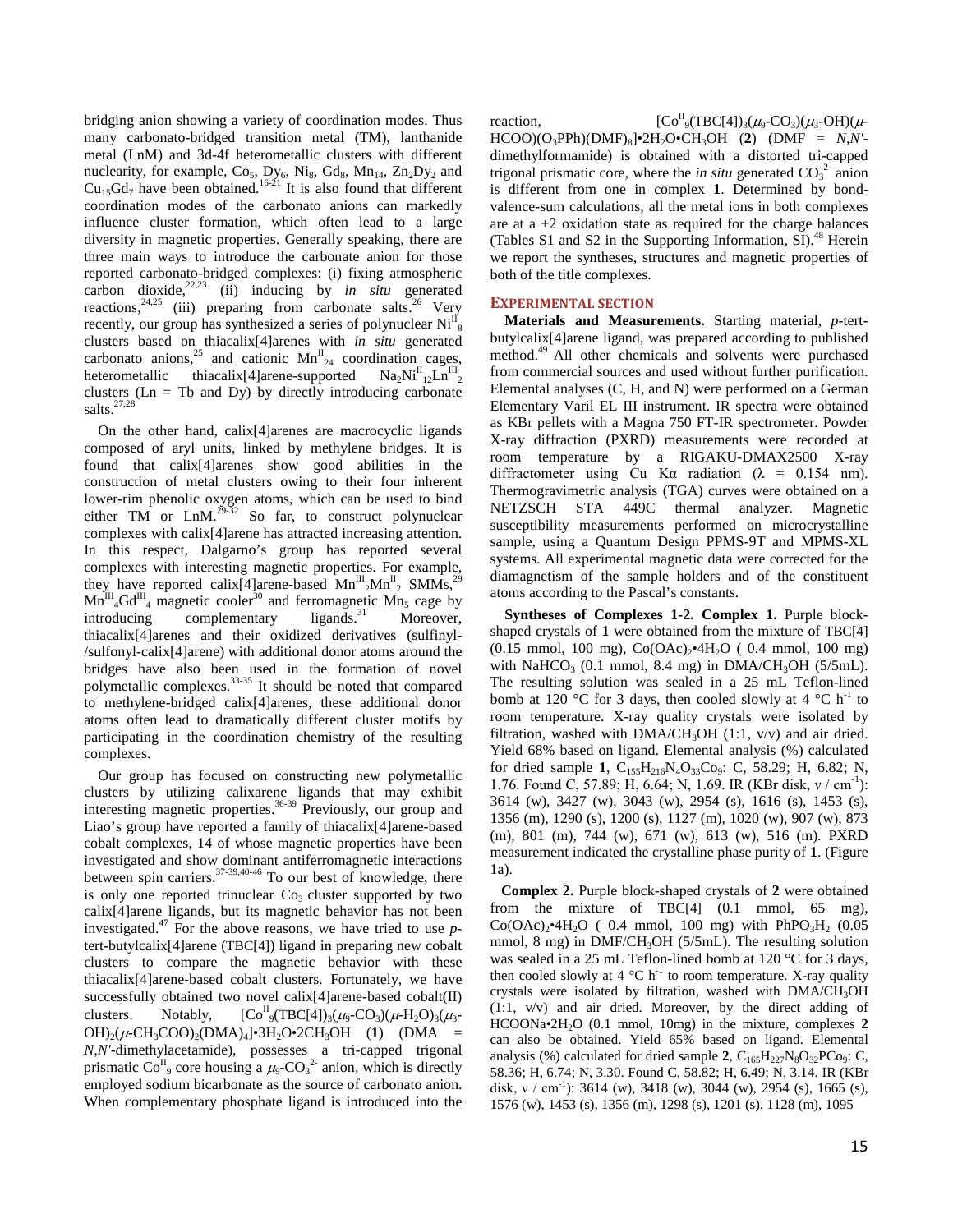bridging anion showing a variety of coordination modes. Thus many carbonato-bridged transition metal (TM), lanthanide metal (LnM) and 3d-4f heterometallic clusters with different nuclearity, for example, $Co_5$, $Dy_6$, $Ni_8$, $Gd_8$, $Mn_{14}$, $Zn_2Dy_2$ and $Cu_{15}Gd_7$ have been obtained.[16-21] It is also found that different coordination modes of the carbonato anions can markedly influence cluster formation, which often lead to a large diversity in magnetic properties. Generally speaking, there are three main ways to introduce the carbonate anion for those reported carbonato-bridged complexes: (i) fixing atmospheric carbon dioxide,[22,23] (ii) inducing by *in situ* generated reactions,[24,25] (iii) preparing from carbonate salts.[26] Very recently, our group has synthesized a series of polynuclear $Ni^{II}_8$ clusters based on thiacalix[4]arenes with *in situ* generated carbonato anions,[25] and cationic $Mn^{II}_{24}$ coordination cages, heterometallic thiacalix[4]arene-supported $Na_2Ni^{II}_{12}Ln^{III}_2$ clusters (Ln = Tb and Dy) by directly introducing carbonate salts.[27,28]

On the other hand, calix[4]arenes are macrocyclic ligands composed of aryl units, linked by methylene bridges. It is found that calix[4]arenes show good abilities in the construction of metal clusters owing to their four inherent lower-rim phenolic oxygen atoms, which can be used to bind either TM or LnM.[29-32] So far, to construct polynuclear complexes with calix[4]arene has attracted increasing attention. In this respect, Dalgarno's group has reported several complexes with interesting magnetic properties. For example, they have reported calix[4]arene-based $Mn^{III}_2Mn^{II}_2$ SMMs,[29] $Mn^{III}_4Gd^{III}_4$ magnetic cooler[30] and ferromagnetic $Mn_5$ cage by introducing complementary ligands.[31] Moreover, thiacalix[4]arenes and their oxidized derivatives (sulfinyl-/sulfonyl-calix[4]arene) with additional donor atoms around the bridges have also been used in the formation of novel polymetallic complexes.[33-35] It should be noted that compared to methylene-bridged calix[4]arenes, these additional donor atoms often lead to dramatically different cluster motifs by participating in the coordination chemistry of the resulting complexes.

Our group has focused on constructing new polymetallic clusters by utilizing calixarene ligands that may exhibit interesting magnetic properties.[36-39] Previously, our group and Liao's group have reported a family of thiacalix[4]arene-based cobalt complexes, 14 of whose magnetic properties have been investigated and show dominant antiferromagnetic interactions between spin carriers.[37-39,40-46] To our best of knowledge, there is only one reported trinuclear $Co_3$ cluster supported by two calix[4]arene ligands, but its magnetic behavior has not been investigated.[47] For the above reasons, we have tried to use *p*-tert-butylcalix[4]arene (TBC[4]) ligand in preparing new cobalt clusters to compare the magnetic behavior with these thiacalix[4]arene-based cobalt clusters. Fortunately, we have successfully obtained two novel calix[4]arene-based cobalt(II) clusters. Notably, $[Co^{II}_9(TBC[4])_3(\mu_9\text{-}CO_3)(\mu\text{-}H_2O)_3(\mu_3\text{-}OH)_2(\mu\text{-}CH_3COO)_2(DMA)_4]\bullet 3H_2O\bullet 2CH_3OH$ (**1**) (DMA = *N,N'*-dimethylacetamide), possesses a tri-capped trigonal prismatic $Co^{II}_9$ core housing a $\mu_9\text{-}CO_3^{2-}$ anion, which is directly employed sodium bicarbonate as the source of carbonato anion. When complementary phosphate ligand is introduced into the reaction, $[Co^{II}_9(TBC[4])_3(\mu_9\text{-}CO_3)(\mu_3\text{-}OH)(\mu\text{-}HCOO)(O_3PPh)(DMF)_8]\bullet 2H_2O\bullet CH_3OH$ (**2**) (DMF = *N,N'*-dimethylformamide) is obtained with a distorted tri-capped trigonal prismatic core, where the *in situ* generated $CO_3^{2-}$ anion is different from one in complex **1**. Determined by bond-valence-sum calculations, all the metal ions in both complexes are at a +2 oxidation state as required for the charge balances (Tables S1 and S2 in the Supporting Information, SI).[48] Herein we report the syntheses, structures and magnetic properties of both of the title complexes.

## EXPERIMENTAL SECTION

**Materials and Measurements.** Starting material, *p*-tert-butylcalix[4]arene ligand, was prepared according to published method.[49] All other chemicals and solvents were purchased from commercial sources and used without further purification. Elemental analyses (C, H, and N) were performed on a German Elementary Varil EL III instrument. IR spectra were obtained as KBr pellets with a Magna 750 FT-IR spectrometer. Powder X-ray diffraction (PXRD) measurements were recorded at room temperature by a RIGAKU-DMAX2500 X-ray diffractometer using Cu Kα radiation (λ = 0.154 nm). Thermogravimetric analysis (TGA) curves were obtained on a NETZSCH STA 449C thermal analyzer. Magnetic susceptibility measurements performed on microcrystalline sample, using a Quantum Design PPMS-9T and MPMS-XL systems. All experimental magnetic data were corrected for the diamagnetism of the sample holders and of the constituent atoms according to the Pascal's constants.

**Syntheses of Complexes 1-2. Complex 1.** Purple block-shaped crystals of **1** were obtained from the mixture of TBC[4] (0.15 mmol, 100 mg), $Co(OAc)_2\bullet 4H_2O$ ( 0.4 mmol, 100 mg) with $NaHCO_3$ (0.1 mmol, 8.4 mg) in DMA/$CH_3OH$ (5/5mL). The resulting solution was sealed in a 25 mL Teflon-lined bomb at 120 °C for 3 days, then cooled slowly at 4 °C $h^{-1}$ to room temperature. X-ray quality crystals were isolated by filtration, washed with DMA/$CH_3OH$ (1:1, v/v) and air dried. Yield 68% based on ligand. Elemental analysis (%) calculated for dried sample **1**, $C_{155}H_{216}N_4O_{33}Co_9$: C, 58.29; H, 6.82; N, 1.76. Found C, 57.89; H, 6.64; N, 1.69. IR (KBr disk, ν / $cm^{-1}$): 3614 (w), 3427 (w), 3043 (w), 2954 (s), 1616 (s), 1453 (s), 1356 (m), 1290 (s), 1200 (s), 1127 (m), 1020 (w), 907 (w), 873 (m), 801 (m), 744 (w), 671 (w), 613 (w), 516 (m). PXRD measurement indicated the crystalline phase purity of **1**. (Figure 1a).

**Complex 2.** Purple block-shaped crystals of **2** were obtained from the mixture of TBC[4] (0.1 mmol, 65 mg), $Co(OAc)_2\bullet 4H_2O$ ( 0.4 mmol, 100 mg) with $PhPO_3H_2$ (0.05 mmol, 8 mg) in DMF/$CH_3OH$ (5/5mL). The resulting solution was sealed in a 25 mL Teflon-lined bomb at 120 °C for 3 days, then cooled slowly at 4 °C $h^{-1}$ to room temperature. X-ray quality crystals were isolated by filtration, washed with DMA/$CH_3OH$ (1:1, v/v) and air dried. Moreover, by the direct adding of $HCOONa\bullet 2H_2O$ (0.1 mmol, 10mg) in the mixture, complexes **2** can also be obtained. Yield 65% based on ligand. Elemental analysis (%) calculated for dried sample **2**, $C_{165}H_{227}N_8O_{32}PCo_9$: C, 58.36; H, 6.74; N, 3.30. Found C, 58.82; H, 6.49; N, 3.14. IR (KBr disk, ν / $cm^{-1}$): 3614 (w), 3418 (w), 3044 (w), 2954 (s), 1665 (s), 1576 (w), 1453 (s), 1356 (m), 1298 (s), 1201 (s), 1128 (m), 1095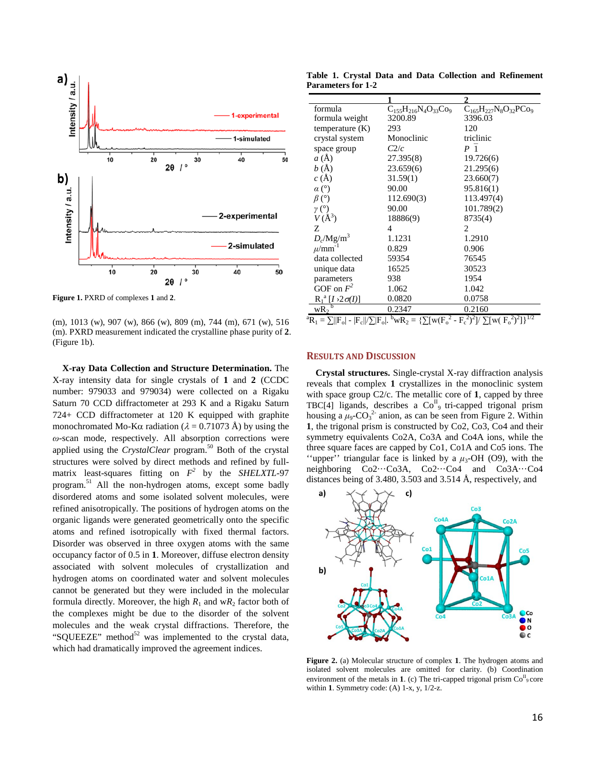Figure 1. PXRD of complexes **1** and **2**.

(m), 1013 (w), 907 (w), 866 (w), 809 (m), 744 (m), 671 (w), 516 (m). PXRD measurement indicated the crystalline phase purity of **2**. (Figure 1b).

**X-ray Data Collection and Structure Determination.** The X-ray intensity data for single crystals of **1** and **2** (CCDC number: 979033 and 979034) were collected on a Rigaku Saturn 70 CCD diffractometer at 293 K and a Rigaku Saturn 724+ CCD diffractometer at 120 K equipped with graphite monochromated Mo-Kα radiation ($\lambda$ = 0.71073 Å) by using the $\omega$-scan mode, respectively. All absorption corrections were applied using the *CrystalClear* program.[50] Both of the crystal structures were solved by direct methods and refined by full-matrix least-squares fitting on $F^2$ by the *SHELXTL*-97 program.[51] All the non-hydrogen atoms, except some badly disordered atoms and some isolated solvent molecules, were refined anisotropically. The positions of hydrogen atoms on the organic ligands were generated geometrically onto the specific atoms and refined isotropically with fixed thermal factors. Disorder was observed in three oxygen atoms with the same occupancy factor of 0.5 in **1**. Moreover, diffuse electron density associated with solvent molecules of crystallization and hydrogen atoms on coordinated water and solvent molecules cannot be generated but they were included in the molecular formula directly. Moreover, the high $R_1$ and w$R_2$ factor both of the complexes might be due to the disorder of the solvent molecules and the weak crystal diffractions. Therefore, the "SQUEEZE" method[52] was implemented to the crystal data, which had dramatically improved the agreement indices.

**Table 1. Crystal Data and Data Collection and Refinement Parameters for 1-2**

| | **1** | **2** |
|---|---|---|
| formula | $C_{155}H_{216}N_4O_{33}Co_9$ | $C_{165}H_{227}N_8O_{32}PCo_9$ |
| formula weight | 3200.89 | 3396.03 |
| temperature (K) | 293 | 120 |
| crystal system | Monoclinic | triclinic |
| space group | *C*2/*c* | $P\bar{1}$ |
| *a* (Å) | 27.395(8) | 19.726(6) |
| *b* (Å) | 23.659(6) | 21.295(6) |
| *c* (Å) | 31.59(1) | 23.660(7) |
| $\alpha$ (°) | 90.00 | 95.816(1) |
| $\beta$ (°) | 112.690(3) | 113.497(4) |
| $\gamma$ (°) | 90.00 | 101.789(2) |
| *V* (Å$^3$) | 18886(9) | 8735(4) |
| Z | 4 | 2 |
| $D_c$/Mg/m$^3$ | 1.1231 | 1.2910 |
| $\mu$/mm$^{-1}$ | 0.829 | 0.906 |
| data collected | 59354 | 76545 |
| unique data | 16525 | 30523 |
| parameters | 938 | 1954 |
| GOF on $F^2$ | 1.062 | 1.042 |
| $R_1$[a] [$I > 2\sigma(I)$] | 0.0820 | 0.0758 |
| w$R_2$[b] | 0.2347 | 0.2160 |

[a] $R_1 = \sum||F_o| - |F_c||/\sum|F_o|$. [b] $wR_2 = \{\sum[w(F_o^2 - F_c^2)^2]/\sum[w(F_o^2)^2]\}^{1/2}$

## RESULTS AND DISCUSSION

**Crystal structures.** Single-crystal X-ray diffraction analysis reveals that complex **1** crystallizes in the monoclinic system with space group C2/c. The metallic core of **1**, capped by three TBC[4] ligands, describes a $Co^{II}_9$ tri-capped trigonal prism housing a $\mu_9$-$CO_3^{2-}$ anion, as can be seen from Figure 2. Within **1**, the trigonal prism is constructed by Co2, Co3, Co4 and their symmetry equivalents Co2A, Co3A and Co4A ions, while the three square faces are capped by Co1, Co1A and Co5 ions. The ''upper'' triangular face is linked by a $\mu_3$-OH (O9), with the neighboring Co2···Co3A, Co2···Co4 and Co3A···Co4 distances being of 3.480, 3.503 and 3.514 Å, respectively, and

Figure 2. (a) Molecular structure of complex **1**. The hydrogen atoms and isolated solvent molecules are omitted for clarity. (b) Coordination environment of the metals in **1**. (c) The tri-capped trigonal prism $Co^{II}_9$ core within **1**. Symmetry code: (A) 1-x, y, 1/2-z.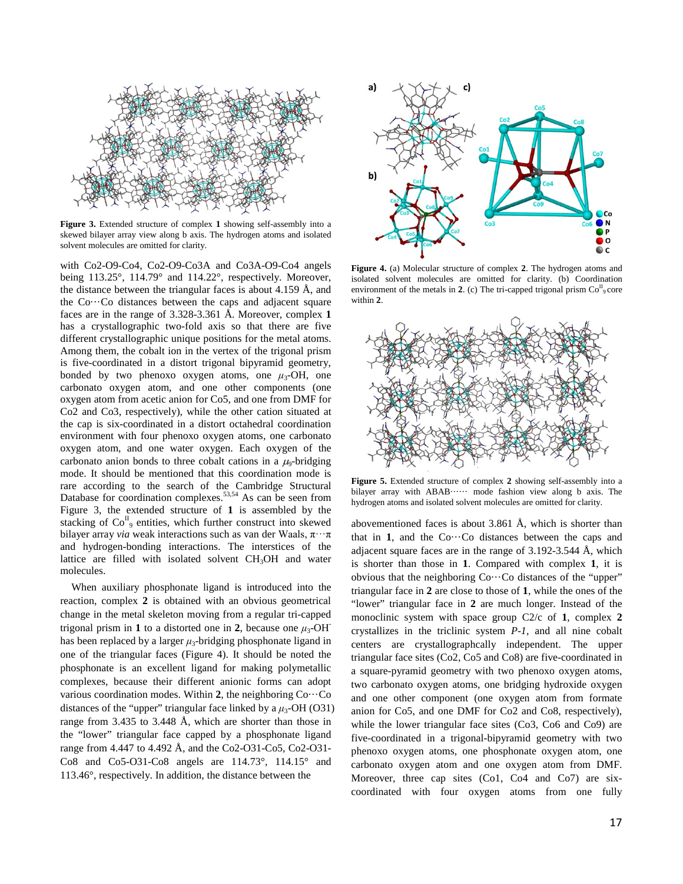**Figure 3.** Extended structure of complex **1** showing self-assembly into a skewed bilayer array view along b axis. The hydrogen atoms and isolated solvent molecules are omitted for clarity.

with Co2-O9-Co4, Co2-O9-Co3A and Co3A-O9-Co4 angels being 113.25°, 114.79° and 114.22°, respectively. Moreover, the distance between the triangular faces is about 4.159 Å, and the Co···Co distances between the caps and adjacent square faces are in the range of 3.328-3.361 Å. Moreover, complex **1** has a crystallographic two-fold axis so that there are five different crystallographic unique positions for the metal atoms. Among them, the cobalt ion in the vertex of the trigonal prism is five-coordinated in a distort trigonal bipyramid geometry, bonded by two phenoxo oxygen atoms, one $\mu_3$-OH, one carbonato oxygen atom, and one other components (one oxygen atom from acetic anion for Co5, and one from DMF for Co2 and Co3, respectively), while the other cation situated at the cap is six-coordinated in a distort octahedral coordination environment with four phenoxo oxygen atoms, one carbonato oxygen atom, and one water oxygen. Each oxygen of the carbonato anion bonds to three cobalt cations in a $\mu_9$-bridging mode. It should be mentioned that this coordination mode is rare according to the search of the Cambridge Structural Database for coordination complexes.[53,54] As can be seen from Figure 3, the extended structure of **1** is assembled by the stacking of $Co^{II}_9$ entities, which further construct into skewed bilayer array *via* weak interactions such as van der Waals, π···π and hydrogen-bonding interactions. The interstices of the lattice are filled with isolated solvent $CH_3OH$ and water molecules.

When auxiliary phosphonate ligand is introduced into the reaction, complex **2** is obtained with an obvious geometrical change in the metal skeleton moving from a regular tri-capped trigonal prism in **1** to a distorted one in **2**, because one $\mu_3$-$OH^-$ has been replaced by a larger $\mu_3$-bridging phosphonate ligand in one of the triangular faces (Figure 4). It should be noted the phosphonate is an excellent ligand for making polymetallic complexes, because their different anionic forms can adopt various coordination modes. Within **2**, the neighboring Co···Co distances of the "upper" triangular face linked by a $\mu_3$-OH (O31) range from 3.435 to 3.448 Å, which are shorter than those in the "lower" triangular face capped by a phosphonate ligand range from 4.447 to 4.492 Å, and the Co2-O31-Co5, Co2-O31-Co8 and Co5-O31-Co8 angels are 114.73°, 114.15° and 113.46°, respectively. In addition, the distance between the abovementioned faces is about 3.861 Å, which is shorter than that in **1**, and the Co···Co distances between the caps and adjacent square faces are in the range of 3.192-3.544 Å, which is shorter than those in **1**. Compared with complex **1**, it is obvious that the neighboring Co···Co distances of the "upper" triangular face in **2** are close to those of **1**, while the ones of the "lower" triangular face in **2** are much longer. Instead of the monoclinic system with space group C2/c of **1**, complex **2** crystallizes in the triclinic system *P-1*, and all nine cobalt centers are crystallographcally independent. The upper triangular face sites (Co2, Co5 and Co8) are five-coordinated in a square-pyramid geometry with two phenoxo oxygen atoms, two carbonato oxygen atoms, one bridging hydroxide oxygen and one other component (one oxygen atom from formate anion for Co5, and one DMF for Co2 and Co8, respectively), while the lower triangular face sites (Co3, Co6 and Co9) are five-coordinated in a trigonal-bipyramid geometry with two phenoxo oxygen atoms, one phosphonate oxygen atom, one carbonato oxygen atom and one oxygen atom from DMF. Moreover, three cap sites (Co1, Co4 and Co7) are six-coordinated with four oxygen atoms from one fully

**Figure 4.** (a) Molecular structure of complex **2**. The hydrogen atoms and isolated solvent molecules are omitted for clarity. (b) Coordination environment of the metals in **2**. (c) The tri-capped trigonal prism $Co^{II}_9$ core within **2**.

**Figure 5.** Extended structure of complex **2** showing self-assembly into a bilayer array with ABAB······ mode fashion view along b axis. The hydrogen atoms and isolated solvent molecules are omitted for clarity.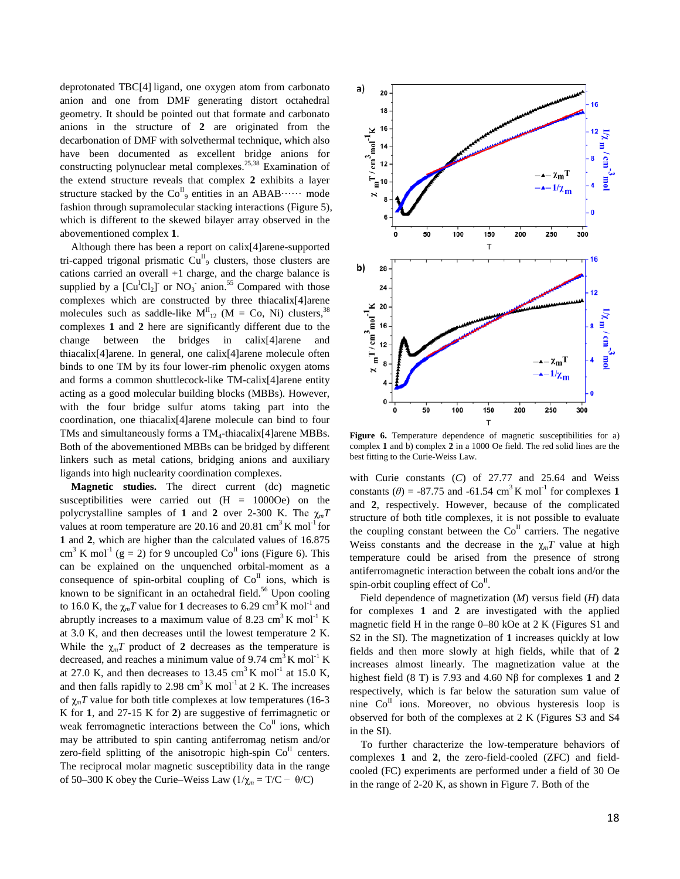deprotonated TBC[4] ligand, one oxygen atom from carbonato anion and one from DMF generating distort octahedral geometry. It should be pointed out that formate and carbonato anions in the structure of **2** are originated from the decarbonation of DMF with solvethermal technique, which also have been documented as excellent bridge anions for constructing polynuclear metal complexes.[25,38] Examination of the extend structure reveals that complex **2** exhibits a layer structure stacked by the $Co^{II}_9$ entities in an ABAB······ mode fashion through supramolecular stacking interactions (Figure 5), which is different to the skewed bilayer array observed in the abovementioned complex **1**.

Although there has been a report on calix[4]arene-supported tri-capped trigonal prismatic $Cu^{II}_9$ clusters, those clusters are cations carried an overall +1 charge, and the charge balance is supplied by a $[Cu^{I}Cl_2]^-$ or $NO_3^-$ anion.[55] Compared with those complexes which are constructed by three thiacalix[4]arene molecules such as saddle-like $M^{II}_{12}$ (M = Co, Ni) clusters,[38] complexes **1** and **2** here are significantly different due to the change between the bridges in calix[4]arene and thiacalix[4]arene. In general, one calix[4]arene molecule often binds to one TM by its four lower-rim phenolic oxygen atoms and forms a common shuttlecock-like TM-calix[4]arene entity acting as a good molecular building blocks (MBBs). However, with the four bridge sulfur atoms taking part into the coordination, one thiacalix[4]arene molecule can bind to four TMs and simultaneously forms a $TM_4$-thiacalix[4]arene MBBs. Both of the abovementioned MBBs can be bridged by different linkers such as metal cations, bridging anions and auxiliary ligands into high nuclearity coordination complexes.

**Magnetic studies.** The direct current (dc) magnetic susceptibilities were carried out (H = 1000Oe) on the polycrystalline samples of **1** and **2** over 2-300 K. The $\chi_m T$ values at room temperature are 20.16 and 20.81 $cm^3$ K $mol^{-1}$ for **1** and **2**, which are higher than the calculated values of 16.875 $cm^3$ K $mol^{-1}$ (g = 2) for 9 uncoupled $Co^{II}$ ions (Figure 6). This can be explained on the unquenched orbital-moment as a consequence of spin-orbital coupling of $Co^{II}$ ions, which is known to be significant in an octahedral field.[56] Upon cooling to 16.0 K, the $\chi_m T$ value for **1** decreases to 6.29 $cm^3$ K $mol^{-1}$ and abruptly increases to a maximum value of 8.23 $cm^3$ K $mol^{-1}$ K at 3.0 K, and then decreases until the lowest temperature 2 K. While the $\chi_m T$ product of **2** decreases as the temperature is decreased, and reaches a minimum value of 9.74 $cm^3$ K $mol^{-1}$ K at 27.0 K, and then decreases to 13.45 $cm^3$ K $mol^{-1}$ at 15.0 K, and then falls rapidly to 2.98 $cm^3$ K $mol^{-1}$ at 2 K. The increases of $\chi_m T$ value for both title complexes at low temperatures (16-3 K for **1**, and 27-15 K for **2**) are suggestive of ferrimagnetic or weak ferromagnetic interactions between the $Co^{II}$ ions, which may be attributed to spin canting antiferromag netism and/or zero-field splitting of the anisotropic high-spin $Co^{II}$ centers. The reciprocal molar magnetic susceptibility data in the range of 50–300 K obey the Curie–Weiss Law ($1/\chi_m = T/C - \theta/C$)

Figure 6. Temperature dependence of magnetic susceptibilities for a) complex **1** and b) complex **2** in a 1000 Oe field. The red solid lines are the best fitting to the Curie-Weiss Law.

with Curie constants ($C$) of 27.77 and 25.64 and Weiss constants ($\theta$) = -87.75 and -61.54 $cm^3$ K $mol^{-1}$ for complexes **1** and **2**, respectively. However, because of the complicated structure of both title complexes, it is not possible to evaluate the coupling constant between the $Co^{II}$ carriers. The negative Weiss constants and the decrease in the $\chi_m T$ value at high temperature could be arised from the presence of strong antiferromagnetic interaction between the cobalt ions and/or the spin-orbit coupling effect of $Co^{II}$.

Field dependence of magnetization ($M$) versus field ($H$) data for complexes **1** and **2** are investigated with the applied magnetic field H in the range 0–80 kOe at 2 K (Figures S1 and S2 in the SI). The magnetization of **1** increases quickly at low fields and then more slowly at high fields, while that of **2** increases almost linearly. The magnetization value at the highest field (8 T) is 7.93 and 4.60 Nβ for complexes **1** and **2** respectively, which is far below the saturation sum value of nine $Co^{II}$ ions. Moreover, no obvious hysteresis loop is observed for both of the complexes at 2 K (Figures S3 and S4 in the SI).

To further characterize the low-temperature behaviors of complexes **1** and **2**, the zero-field-cooled (ZFC) and field-cooled (FC) experiments are performed under a field of 30 Oe in the range of 2-20 K, as shown in Figure 7. Both of the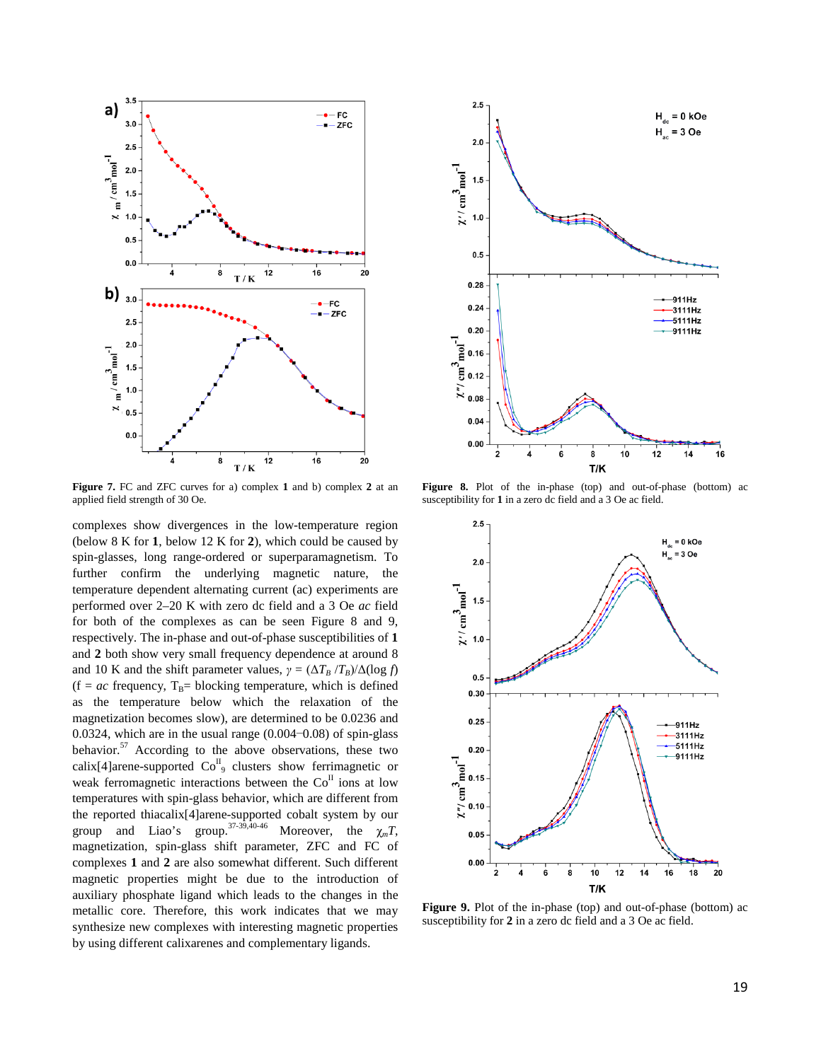**Figure 7.** FC and ZFC curves for a) complex **1** and b) complex **2** at an applied field strength of 30 Oe.

**Figure 8.** Plot of the in-phase (top) and out-of-phase (bottom) ac susceptibility for **1** in a zero dc field and a 3 Oe ac field.

complexes show divergences in the low-temperature region (below 8 K for **1**, below 12 K for **2**), which could be caused by spin-glasses, long range-ordered or superparamagnetism. To further confirm the underlying magnetic nature, the temperature dependent alternating current (ac) experiments are performed over 2–20 K with zero dc field and a 3 Oe *ac* field for both of the complexes as can be seen Figure 8 and 9, respectively. The in-phase and out-of-phase susceptibilities of **1** and **2** both show very small frequency dependence at around 8 and 10 K and the shift parameter values, $\gamma = (\Delta T_B / T_B)/\Delta(\log f)$ (f = *ac* frequency, $T_B$= blocking temperature, which is defined as the temperature below which the relaxation of the magnetization becomes slow), are determined to be 0.0236 and 0.0324, which are in the usual range (0.004–0.08) of spin-glass behavior.[57] According to the above observations, these two calix[4]arene-supported $Co^{II}_9$ clusters show ferrimagnetic or weak ferromagnetic interactions between the $Co^{II}$ ions at low temperatures with spin-glass behavior, which are different from the reported thiacalix[4]arene-supported cobalt system by our group and Liao's group.[37-39,40-46] Moreover, the $\chi_m T$, magnetization, spin-glass shift parameter, ZFC and FC of complexes **1** and **2** are also somewhat different. Such different magnetic properties might be due to the introduction of auxiliary phosphate ligand which leads to the changes in the metallic core. Therefore, this work indicates that we may synthesize new complexes with interesting magnetic properties by using different calixarenes and complementary ligands.

**Figure 9.** Plot of the in-phase (top) and out-of-phase (bottom) ac susceptibility for **2** in a zero dc field and a 3 Oe ac field.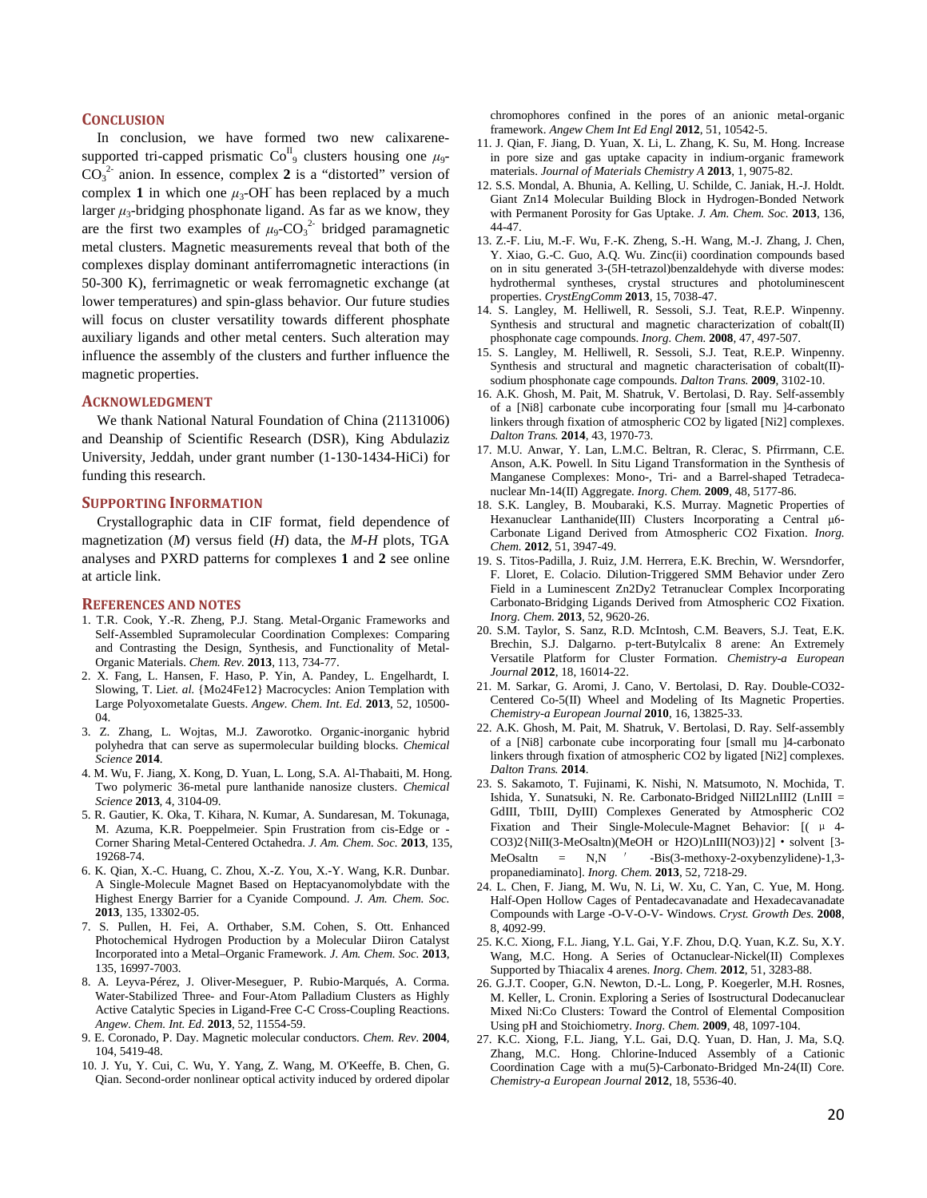## Conclusion

In conclusion, we have formed two new calixarene-supported tri-capped prismatic $Co^{II}_9$ clusters housing one $\mu_9$-$CO_3^{2-}$ anion. In essence, complex **2** is a "distorted" version of complex **1** in which one $\mu_3$-$OH^-$ has been replaced by a much larger $\mu_3$-bridging phosphonate ligand. As far as we know, they are the first two examples of $\mu_9$-$CO_3^{2-}$ bridged paramagnetic metal clusters. Magnetic measurements reveal that both of the complexes display dominant antiferromagnetic interactions (in 50-300 K), ferrimagnetic or weak ferromagnetic exchange (at lower temperatures) and spin-glass behavior. Our future studies will focus on cluster versatility towards different phosphate auxiliary ligands and other metal centers. Such alteration may influence the assembly of the clusters and further influence the magnetic properties.

## Acknowledgment

We thank National Natural Foundation of China (21131006) and Deanship of Scientific Research (DSR), King Abdulaziz University, Jeddah, under grant number (1-130-1434-HiCi) for funding this research.

## Supporting Information

Crystallographic data in CIF format, field dependence of magnetization (*M*) versus field (*H*) data, the *M-H* plots, TGA analyses and PXRD patterns for complexes **1** and **2** see online at article link.

## References and Notes

1. T.R. Cook, Y.-R. Zheng, P.J. Stang. Metal-Organic Frameworks and Self-Assembled Supramolecular Coordination Complexes: Comparing and Contrasting the Design, Synthesis, and Functionality of Metal-Organic Materials. *Chem. Rev.* **2013**, 113, 734-77.
2. X. Fang, L. Hansen, F. Haso, P. Yin, A. Pandey, L. Engelhardt, I. Slowing, T. Li*et. al.* {Mo24Fe12} Macrocycles: Anion Templation with Large Polyoxometalate Guests. *Angew. Chem. Int. Ed.* **2013**, 52, 10500-04.
3. Z. Zhang, L. Wojtas, M.J. Zaworotko. Organic-inorganic hybrid polyhedra that can serve as supermolecular building blocks. *Chemical Science* **2014**.
4. M. Wu, F. Jiang, X. Kong, D. Yuan, L. Long, S.A. Al-Thabaiti, M. Hong. Two polymeric 36-metal pure lanthanide nanosize clusters. *Chemical Science* **2013**, 4, 3104-09.
5. R. Gautier, K. Oka, T. Kihara, N. Kumar, A. Sundaresan, M. Tokunaga, M. Azuma, K.R. Poeppelmeier. Spin Frustration from cis-Edge or -Corner Sharing Metal-Centered Octahedra. *J. Am. Chem. Soc.* **2013**, 135, 19268-74.
6. K. Qian, X.-C. Huang, C. Zhou, X.-Z. You, X.-Y. Wang, K.R. Dunbar. A Single-Molecule Magnet Based on Heptacyanomolybdate with the Highest Energy Barrier for a Cyanide Compound. *J. Am. Chem. Soc.* **2013**, 135, 13302-05.
7. S. Pullen, H. Fei, A. Orthaber, S.M. Cohen, S. Ott. Enhanced Photochemical Hydrogen Production by a Molecular Diiron Catalyst Incorporated into a Metal–Organic Framework. *J. Am. Chem. Soc.* **2013**, 135, 16997-7003.
8. A. Leyva-Pérez, J. Oliver-Meseguer, P. Rubio-Marqués, A. Corma. Water-Stabilized Three- and Four-Atom Palladium Clusters as Highly Active Catalytic Species in Ligand-Free C-C Cross-Coupling Reactions. *Angew. Chem. Int. Ed.* **2013**, 52, 11554-59.
9. E. Coronado, P. Day. Magnetic molecular conductors. *Chem. Rev.* **2004**, 104, 5419-48.
10. J. Yu, Y. Cui, C. Wu, Y. Yang, Z. Wang, M. O'Keeffe, B. Chen, G. Qian. Second-order nonlinear optical activity induced by ordered dipolar chromophores confined in the pores of an anionic metal-organic framework. *Angew Chem Int Ed Engl* **2012**, 51, 10542-5.
11. J. Qian, F. Jiang, D. Yuan, X. Li, L. Zhang, K. Su, M. Hong. Increase in pore size and gas uptake capacity in indium-organic framework materials. *Journal of Materials Chemistry A* **2013**, 1, 9075-82.
12. S.S. Mondal, A. Bhunia, A. Kelling, U. Schilde, C. Janiak, H.-J. Holdt. Giant Zn14 Molecular Building Block in Hydrogen-Bonded Network with Permanent Porosity for Gas Uptake. *J. Am. Chem. Soc.* **2013**, 136, 44-47.
13. Z.-F. Liu, M.-F. Wu, F.-K. Zheng, S.-H. Wang, M.-J. Zhang, J. Chen, Y. Xiao, G.-C. Guo, A.Q. Wu. Zinc(ii) coordination compounds based on in situ generated 3-(5H-tetrazol)benzaldehyde with diverse modes: hydrothermal syntheses, crystal structures and photoluminescent properties. *CrystEngComm* **2013**, 15, 7038-47.
14. S. Langley, M. Helliwell, R. Sessoli, S.J. Teat, R.E.P. Winpenny. Synthesis and structural and magnetic characterization of cobalt(II) phosphonate cage compounds. *Inorg. Chem.* **2008**, 47, 497-507.
15. S. Langley, M. Helliwell, R. Sessoli, S.J. Teat, R.E.P. Winpenny. Synthesis and structural and magnetic characterisation of cobalt(II)-sodium phosphonate cage compounds. *Dalton Trans.* **2009**, 3102-10.
16. A.K. Ghosh, M. Pait, M. Shatruk, V. Bertolasi, D. Ray. Self-assembly of a [Ni8] carbonate cube incorporating four [small mu ]4-carbonato linkers through fixation of atmospheric CO2 by ligated [Ni2] complexes. *Dalton Trans.* **2014**, 43, 1970-73.
17. M.U. Anwar, Y. Lan, L.M.C. Beltran, R. Clerac, S. Pfirrmann, C.E. Anson, A.K. Powell. In Situ Ligand Transformation in the Synthesis of Manganese Complexes: Mono-, Tri- and a Barrel-shaped Tetradeca-nuclear Mn-14(II) Aggregate. *Inorg. Chem.* **2009**, 48, 5177-86.
18. S.K. Langley, B. Moubaraki, K.S. Murray. Magnetic Properties of Hexanuclear Lanthanide(III) Clusters Incorporating a Central μ6-Carbonate Ligand Derived from Atmospheric CO2 Fixation. *Inorg. Chem.* **2012**, 51, 3947-49.
19. S. Titos-Padilla, J. Ruiz, J.M. Herrera, E.K. Brechin, W. Wersndorfer, F. Lloret, E. Colacio. Dilution-Triggered SMM Behavior under Zero Field in a Luminescent Zn2Dy2 Tetranuclear Complex Incorporating Carbonato-Bridging Ligands Derived from Atmospheric CO2 Fixation. *Inorg. Chem.* **2013**, 52, 9620-26.
20. S.M. Taylor, S. Sanz, R.D. McIntosh, C.M. Beavers, S.J. Teat, E.K. Brechin, S.J. Dalgarno. p-tert-Butylcalix 8 arene: An Extremely Versatile Platform for Cluster Formation. *Chemistry-a European Journal* **2012**, 18, 16014-22.
21. M. Sarkar, G. Aromi, J. Cano, V. Bertolasi, D. Ray. Double-CO32-Centered Co-5(II) Wheel and Modeling of Its Magnetic Properties. *Chemistry-a European Journal* **2010**, 16, 13825-33.
22. A.K. Ghosh, M. Pait, M. Shatruk, V. Bertolasi, D. Ray. Self-assembly of a [Ni8] carbonate cube incorporating four [small mu ]4-carbonato linkers through fixation of atmospheric CO2 by ligated [Ni2] complexes. *Dalton Trans.* **2014**.
23. S. Sakamoto, T. Fujinami, K. Nishi, N. Matsumoto, N. Mochida, T. Ishida, Y. Sunatsuki, N. Re. Carbonato-Bridged NiII2LnIII2 (LnIII = GdIII, TbIII, DyIII) Complexes Generated by Atmospheric CO2 Fixation and Their Single-Molecule-Magnet Behavior: [( μ 4-CO3)2{NiII(3-MeOsaltn)(MeOH or H2O)LnIII(NO3)}2] • solvent [3-MeOsaltn = N,N ′ -Bis(3-methoxy-2-oxybenzylidene)-1,3-propanediaminato]. *Inorg. Chem.* **2013**, 52, 7218-29.
24. L. Chen, F. Jiang, M. Wu, N. Li, W. Xu, C. Yan, C. Yue, M. Hong. Half-Open Hollow Cages of Pentadecavanadate and Hexadecavanadate Compounds with Large -O-V-O-V- Windows. *Cryst. Growth Des.* **2008**, 8, 4092-99.
25. K.C. Xiong, F.L. Jiang, Y.L. Gai, Y.F. Zhou, D.Q. Yuan, K.Z. Su, X.Y. Wang, M.C. Hong. A Series of Octanuclear-Nickel(II) Complexes Supported by Thiacalix 4 arenes. *Inorg. Chem.* **2012**, 51, 3283-88.
26. G.J.T. Cooper, G.N. Newton, D.-L. Long, P. Koegerler, M.H. Rosnes, M. Keller, L. Cronin. Exploring a Series of Isostructural Dodecanuclear Mixed Ni:Co Clusters: Toward the Control of Elemental Composition Using pH and Stoichiometry. *Inorg. Chem.* **2009**, 48, 1097-104.
27. K.C. Xiong, F.L. Jiang, Y.L. Gai, D.Q. Yuan, D. Han, J. Ma, S.Q. Zhang, M.C. Hong. Chlorine-Induced Assembly of a Cationic Coordination Cage with a mu(5)-Carbonato-Bridged Mn-24(II) Core. *Chemistry-a European Journal* **2012**, 18, 5536-40.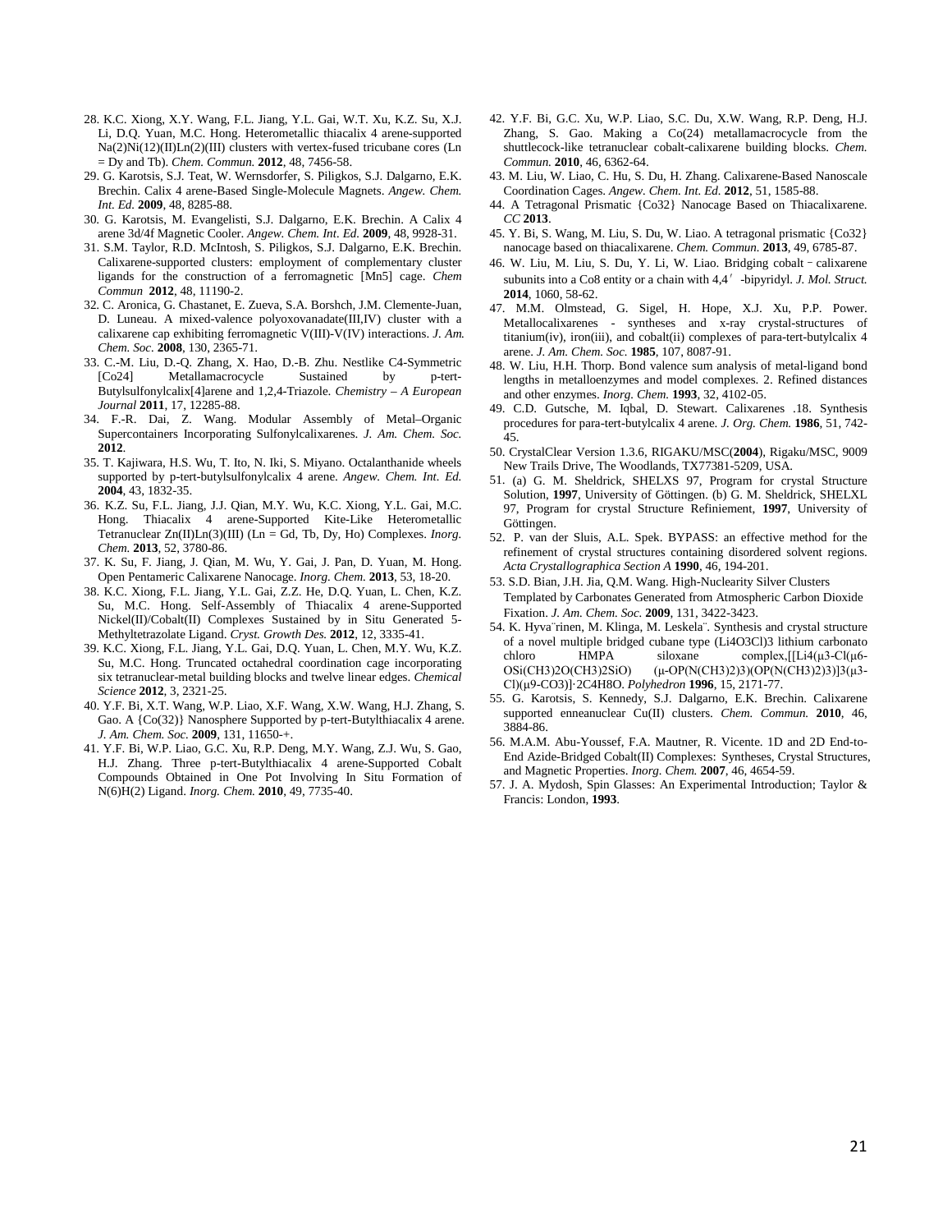28. K.C. Xiong, X.Y. Wang, F.L. Jiang, Y.L. Gai, W.T. Xu, K.Z. Su, X.J. Li, D.Q. Yuan, M.C. Hong. Heterometallic thiacalix 4 arene-supported $Na(2)Ni(12)(II)Ln(2)(III)$ clusters with vertex-fused tricubane cores (Ln = Dy and Tb). *Chem. Commun.* **2012**, 48, 7456-58.
29. G. Karotsis, S.J. Teat, W. Wernsdorfer, S. Piligkos, S.J. Dalgarno, E.K. Brechin. Calix 4 arene-Based Single-Molecule Magnets. *Angew. Chem. Int. Ed.* **2009**, 48, 8285-88.
30. G. Karotsis, M. Evangelisti, S.J. Dalgarno, E.K. Brechin. A Calix 4 arene 3d/4f Magnetic Cooler. *Angew. Chem. Int. Ed.* **2009**, 48, 9928-31.
31. S.M. Taylor, R.D. McIntosh, S. Piligkos, S.J. Dalgarno, E.K. Brechin. Calixarene-supported clusters: employment of complementary cluster ligands for the construction of a ferromagnetic [Mn5] cage. *Chem Commun* **2012**, 48, 11190-2.
32. C. Aronica, G. Chastanet, E. Zueva, S.A. Borshch, J.M. Clemente-Juan, D. Luneau. A mixed-valence polyoxovanadate(III,IV) cluster with a calixarene cap exhibiting ferromagnetic V(III)-V(IV) interactions. *J. Am. Chem. Soc.* **2008**, 130, 2365-71.
33. C.-M. Liu, D.-Q. Zhang, X. Hao, D.-B. Zhu. Nestlike C4-Symmetric [Co24] Metallamacrocycle Sustained by p-tert-Butylsulfonylcalix[4]arene and 1,2,4-Triazole. *Chemistry – A European Journal* **2011**, 17, 12285-88.
34. F.-R. Dai, Z. Wang. Modular Assembly of Metal–Organic Supercontainers Incorporating Sulfonylcalixarenes. *J. Am. Chem. Soc.* **2012**.
35. T. Kajiwara, H.S. Wu, T. Ito, N. Iki, S. Miyano. Octalanthanide wheels supported by p-tert-butylsulfonylcalix 4 arene. *Angew. Chem. Int. Ed.* **2004**, 43, 1832-35.
36. K.Z. Su, F.L. Jiang, J.J. Qian, M.Y. Wu, K.C. Xiong, Y.L. Gai, M.C. Hong. Thiacalix 4 arene-Supported Kite-Like Heterometallic Tetranuclear $Zn(II)Ln(3)(III)$ (Ln = Gd, Tb, Dy, Ho) Complexes. *Inorg. Chem.* **2013**, 52, 3780-86.
37. K. Su, F. Jiang, J. Qian, M. Wu, Y. Gai, J. Pan, D. Yuan, M. Hong. Open Pentameric Calixarene Nanocage. *Inorg. Chem.* **2013**, 53, 18-20.
38. K.C. Xiong, F.L. Jiang, Y.L. Gai, Z.Z. He, D.Q. Yuan, L. Chen, K.Z. Su, M.C. Hong. Self-Assembly of Thiacalix 4 arene-Supported Nickel(II)/Cobalt(II) Complexes Sustained by in Situ Generated 5-Methyltetrazolate Ligand. *Cryst. Growth Des.* **2012**, 12, 3335-41.
39. K.C. Xiong, F.L. Jiang, Y.L. Gai, D.Q. Yuan, L. Chen, M.Y. Wu, K.Z. Su, M.C. Hong. Truncated octahedral coordination cage incorporating six tetranuclear-metal building blocks and twelve linear edges. *Chemical Science* **2012**, 3, 2321-25.
40. Y.F. Bi, X.T. Wang, W.P. Liao, X.F. Wang, X.W. Wang, H.J. Zhang, S. Gao. A {Co(32)} Nanosphere Supported by p-tert-Butylthiacalix 4 arene. *J. Am. Chem. Soc.* **2009**, 131, 11650-+.
41. Y.F. Bi, W.P. Liao, G.C. Xu, R.P. Deng, M.Y. Wang, Z.J. Wu, S. Gao, H.J. Zhang. Three p-tert-Butylthiacalix 4 arene-Supported Cobalt Compounds Obtained in One Pot Involving In Situ Formation of $N(6)H(2)$ Ligand. *Inorg. Chem.* **2010**, 49, 7735-40.
42. Y.F. Bi, G.C. Xu, W.P. Liao, S.C. Du, X.W. Wang, R.P. Deng, H.J. Zhang, S. Gao. Making a Co(24) metallamacrocycle from the shuttlecock-like tetranuclear cobalt-calixarene building blocks. *Chem. Commun.* **2010**, 46, 6362-64.
43. M. Liu, W. Liao, C. Hu, S. Du, H. Zhang. Calixarene-Based Nanoscale Coordination Cages. *Angew. Chem. Int. Ed.* **2012**, 51, 1585-88.
44. A Tetragonal Prismatic {Co32} Nanocage Based on Thiacalixarene. *CC* **2013**.
45. Y. Bi, S. Wang, M. Liu, S. Du, W. Liao. A tetragonal prismatic {Co32} nanocage based on thiacalixarene. *Chem. Commun.* **2013**, 49, 6785-87.
46. W. Liu, M. Liu, S. Du, Y. Li, W. Liao. Bridging cobalt－calixarene subunits into a Co8 entity or a chain with 4,4′-bipyridyl. *J. Mol. Struct.* **2014**, 1060, 58-62.
47. M.M. Olmstead, G. Sigel, H. Hope, X.J. Xu, P.P. Power. Metallocalixarenes - syntheses and x-ray crystal-structures of titanium(iv), iron(iii), and cobalt(ii) complexes of para-tert-butylcalix 4 arene. *J. Am. Chem. Soc.* **1985**, 107, 8087-91.
48. W. Liu, H.H. Thorp. Bond valence sum analysis of metal-ligand bond lengths in metalloenzymes and model complexes. 2. Refined distances and other enzymes. *Inorg. Chem.* **1993**, 32, 4102-05.
49. C.D. Gutsche, M. Iqbal, D. Stewart. Calixarenes .18. Synthesis procedures for para-tert-butylcalix 4 arene. *J. Org. Chem.* **1986**, 51, 742-45.
50. CrystalClear Version 1.3.6, RIGAKU/MSC(**2004**), Rigaku/MSC, 9009 New Trails Drive, The Woodlands, TX77381-5209, USA.
51. (a) G. M. Sheldrick, SHELXS 97, Program for crystal Structure Solution, **1997**, University of Göttingen. (b) G. M. Sheldrick, SHELXL 97, Program for crystal Structure Refiniement, **1997**, University of Göttingen.
52. P. van der Sluis, A.L. Spek. BYPASS: an effective method for the refinement of crystal structures containing disordered solvent regions. *Acta Crystallographica Section A* **1990**, 46, 194-201.
53. S.D. Bian, J.H. Jia, Q.M. Wang. High-Nuclearity Silver Clusters Templated by Carbonates Generated from Atmospheric Carbon Dioxide Fixation. *J. Am. Chem. Soc.* **2009**, 131, 3422-3423.
54. K. Hyva¨rinen, M. Klinga, M. Leskela¨. Synthesis and crystal structure of a novel multiple bridged cubane type (Li4O3Cl)3 lithium carbonato chloro HMPA siloxane complex,[[Li4(μ3-Cl(μ6-OSi(CH3)2O(CH3)2SiO) (μ-OP(N(CH3)2)3)(OP(N(CH3)2)3)]3(μ3-Cl)(μ9-CO3)]·2C4H8O. *Polyhedron* **1996**, 15, 2171-77.
55. G. Karotsis, S. Kennedy, S.J. Dalgarno, E.K. Brechin. Calixarene supported enneanuclear Cu(II) clusters. *Chem. Commun.* **2010**, 46, 3884-86.
56. M.A.M. Abu-Youssef, F.A. Mautner, R. Vicente. 1D and 2D End-to-End Azide-Bridged Cobalt(II) Complexes: Syntheses, Crystal Structures, and Magnetic Properties. *Inorg. Chem.* **2007**, 46, 4654-59.
57. J. A. Mydosh, Spin Glasses: An Experimental Introduction; Taylor & Francis: London, **1993**.